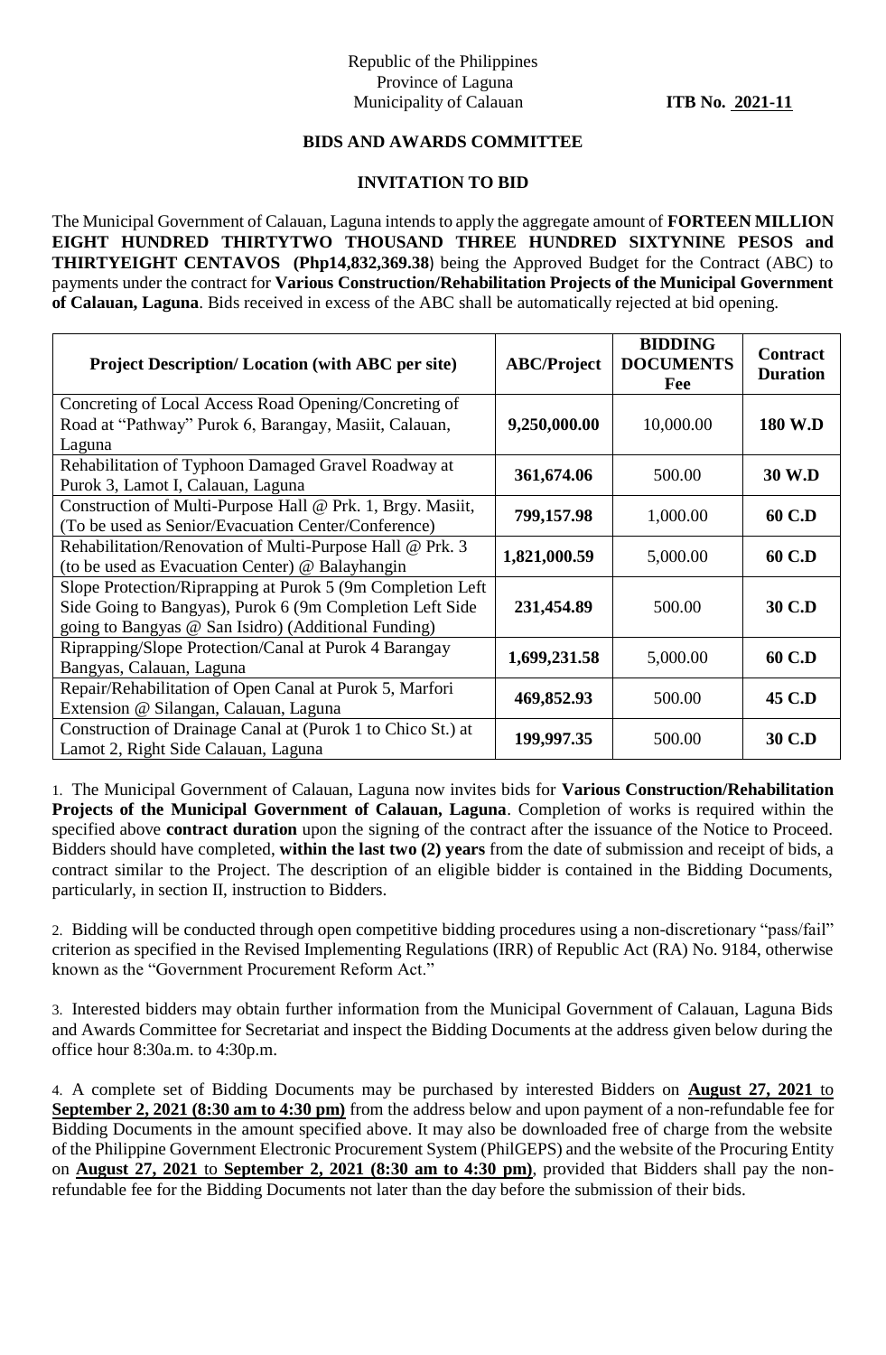Republic of the Philippines
Province of Laguna
Municipality of Calauan

**ITB No. 2021-11**

**BIDS AND AWARDS COMMITTEE**

**INVITATION TO BID**

The Municipal Government of Calauan, Laguna intends to apply the aggregate amount of **FORTEEN MILLION EIGHT HUNDRED THIRTYTWO THOUSAND THREE HUNDRED SIXTYNINE PESOS and THIRTYEIGHT CENTAVOS (Php14,832,369.38**) being the Approved Budget for the Contract (ABC) to payments under the contract for **Various Construction/Rehabilitation Projects of the Municipal Government of Calauan, Laguna**. Bids received in excess of the ABC shall be automatically rejected at bid opening.

| Project Description/ Location (with ABC per site) | ABC/Project | BIDDING DOCUMENTS Fee | Contract Duration |
|---|---|---|---|
| Concreting of Local Access Road Opening/Concreting of Road at "Pathway" Purok 6, Barangay, Masiit, Calauan, Laguna | **9,250,000.00** | 10,000.00 | **180 W.D** |
| Rehabilitation of Typhoon Damaged Gravel Roadway at Purok 3, Lamot I, Calauan, Laguna | **361,674.06** | 500.00 | **30 W.D** |
| Construction of Multi-Purpose Hall @ Prk. 1, Brgy. Masiit, (To be used as Senior/Evacuation Center/Conference) | **799,157.98** | 1,000.00 | **60 C.D** |
| Rehabilitation/Renovation of Multi-Purpose Hall @ Prk. 3 (to be used as Evacuation Center) @ Balayhangin | **1,821,000.59** | 5,000.00 | **60 C.D** |
| Slope Protection/Riprapping at Purok 5 (9m Completion Left Side Going to Bangyas), Purok 6 (9m Completion Left Side going to Bangyas @ San Isidro) (Additional Funding) | **231,454.89** | 500.00 | **30 C.D** |
| Riprapping/Slope Protection/Canal at Purok 4 Barangay Bangyas, Calauan, Laguna | **1,699,231.58** | 5,000.00 | **60 C.D** |
| Repair/Rehabilitation of Open Canal at Purok 5, Marfori Extension @ Silangan, Calauan, Laguna | **469,852.93** | 500.00 | **45 C.D** |
| Construction of Drainage Canal at (Purok 1 to Chico St.) at Lamot 2, Right Side Calauan, Laguna | **199,997.35** | 500.00 | **30 C.D** |

1. The Municipal Government of Calauan, Laguna now invites bids for **Various Construction/Rehabilitation Projects of the Municipal Government of Calauan, Laguna**. Completion of works is required within the specified above **contract duration** upon the signing of the contract after the issuance of the Notice to Proceed. Bidders should have completed, **within the last two (2) years** from the date of submission and receipt of bids, a contract similar to the Project. The description of an eligible bidder is contained in the Bidding Documents, particularly, in section II, instruction to Bidders.

2. Bidding will be conducted through open competitive bidding procedures using a non-discretionary "pass/fail" criterion as specified in the Revised Implementing Regulations (IRR) of Republic Act (RA) No. 9184, otherwise known as the "Government Procurement Reform Act."

3. Interested bidders may obtain further information from the Municipal Government of Calauan, Laguna Bids and Awards Committee for Secretariat and inspect the Bidding Documents at the address given below during the office hour 8:30a.m. to 4:30p.m.

4. A complete set of Bidding Documents may be purchased by interested Bidders on **August 27, 2021** to **September 2, 2021 (8:30 am to 4:30 pm)** from the address below and upon payment of a non-refundable fee for Bidding Documents in the amount specified above. It may also be downloaded free of charge from the website of the Philippine Government Electronic Procurement System (PhilGEPS) and the website of the Procuring Entity on **August 27, 2021** to **September 2, 2021 (8:30 am to 4:30 pm)**, provided that Bidders shall pay the non-refundable fee for the Bidding Documents not later than the day before the submission of their bids.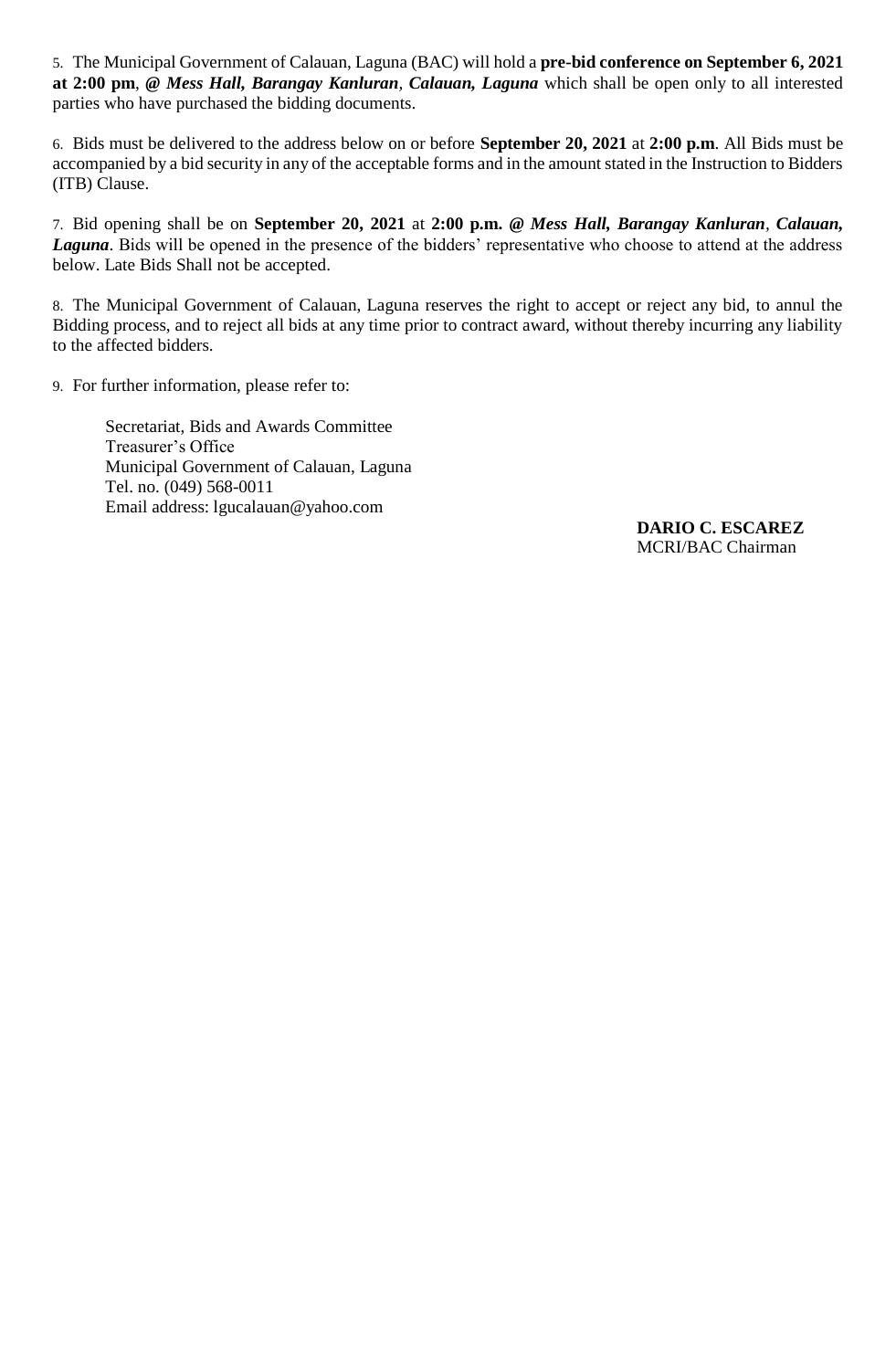5. The Municipal Government of Calauan, Laguna (BAC) will hold a **pre-bid conference on September 6, 2021 at 2:00 pm**, **@ *Mess Hall, Barangay Kanluran*, *Calauan, Laguna*** which shall be open only to all interested parties who have purchased the bidding documents.

6. Bids must be delivered to the address below on or before **September 20, 2021** at **2:00 p.m**. All Bids must be accompanied by a bid security in any of the acceptable forms and in the amount stated in the Instruction to Bidders (ITB) Clause.

7. Bid opening shall be on **September 20, 2021** at **2:00 p.m. @ *Mess Hall, Barangay Kanluran*, *Calauan, Laguna***. Bids will be opened in the presence of the bidders' representative who choose to attend at the address below. Late Bids Shall not be accepted.

8. The Municipal Government of Calauan, Laguna reserves the right to accept or reject any bid, to annul the Bidding process, and to reject all bids at any time prior to contract award, without thereby incurring any liability to the affected bidders.

9. For further information, please refer to:

Secretariat, Bids and Awards Committee
Treasurer's Office
Municipal Government of Calauan, Laguna
Tel. no. (049) 568-0011
Email address: lgucalauan@yahoo.com

**DARIO C. ESCAREZ**
MCRI/BAC Chairman